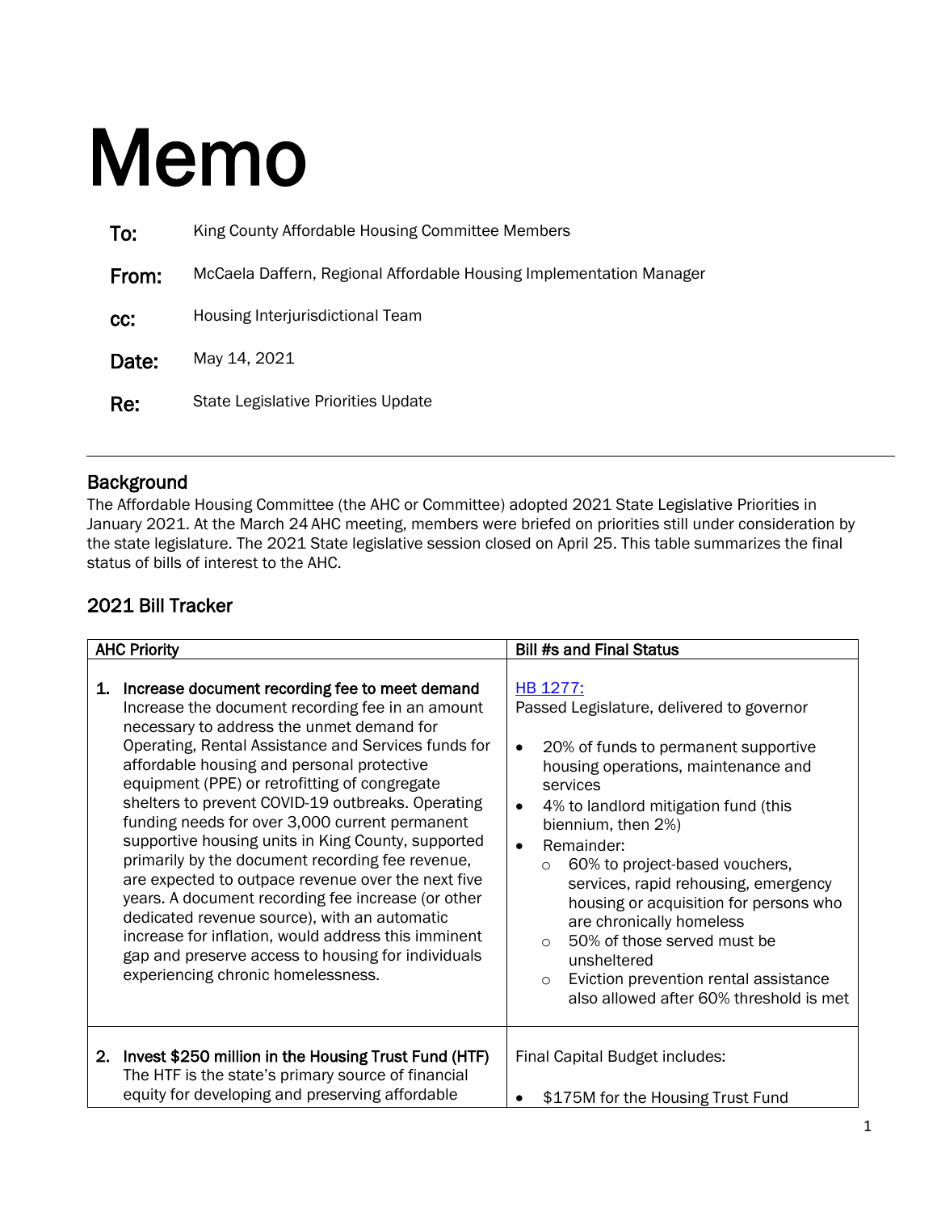# Memo

**To:** King County Affordable Housing Committee Members

**From:** McCaela Daffern, Regional Affordable Housing Implementation Manager

**cc:** Housing Interjurisdictional Team

**Date:** May 14, 2021

**Re:** State Legislative Priorities Update

## Background

The Affordable Housing Committee (the AHC or Committee) adopted 2021 State Legislative Priorities in January 2021. At the March 24 AHC meeting, members were briefed on priorities still under consideration by the state legislature. The 2021 State legislative session closed on April 25. This table summarizes the final status of bills of interest to the AHC.

## 2021 Bill Tracker

| AHC Priority | Bill #s and Final Status |
| --- | --- |
| **1. Increase document recording fee to meet demand** Increase the document recording fee in an amount necessary to address the unmet demand for Operating, Rental Assistance and Services funds for affordable housing and personal protective equipment (PPE) or retrofitting of congregate shelters to prevent COVID-19 outbreaks. Operating funding needs for over 3,000 current permanent supportive housing units in King County, supported primarily by the document recording fee revenue, are expected to outpace revenue over the next five years. A document recording fee increase (or other dedicated revenue source), with an automatic increase for inflation, would address this imminent gap and preserve access to housing for individuals experiencing chronic homelessness. | HB 1277: Passed Legislature, delivered to governor<br>• 20% of funds to permanent supportive housing operations, maintenance and services<br>• 4% to landlord mitigation fund (this biennium, then 2%)<br>• Remainder:<br>&nbsp;&nbsp;○ 60% to project-based vouchers, services, rapid rehousing, emergency housing or acquisition for persons who are chronically homeless<br>&nbsp;&nbsp;○ 50% of those served must be unsheltered<br>&nbsp;&nbsp;○ Eviction prevention rental assistance also allowed after 60% threshold is met |
| **2. Invest $250 million in the Housing Trust Fund (HTF)** The HTF is the state's primary source of financial equity for developing and preserving affordable | Final Capital Budget includes:<br>• $175M for the Housing Trust Fund |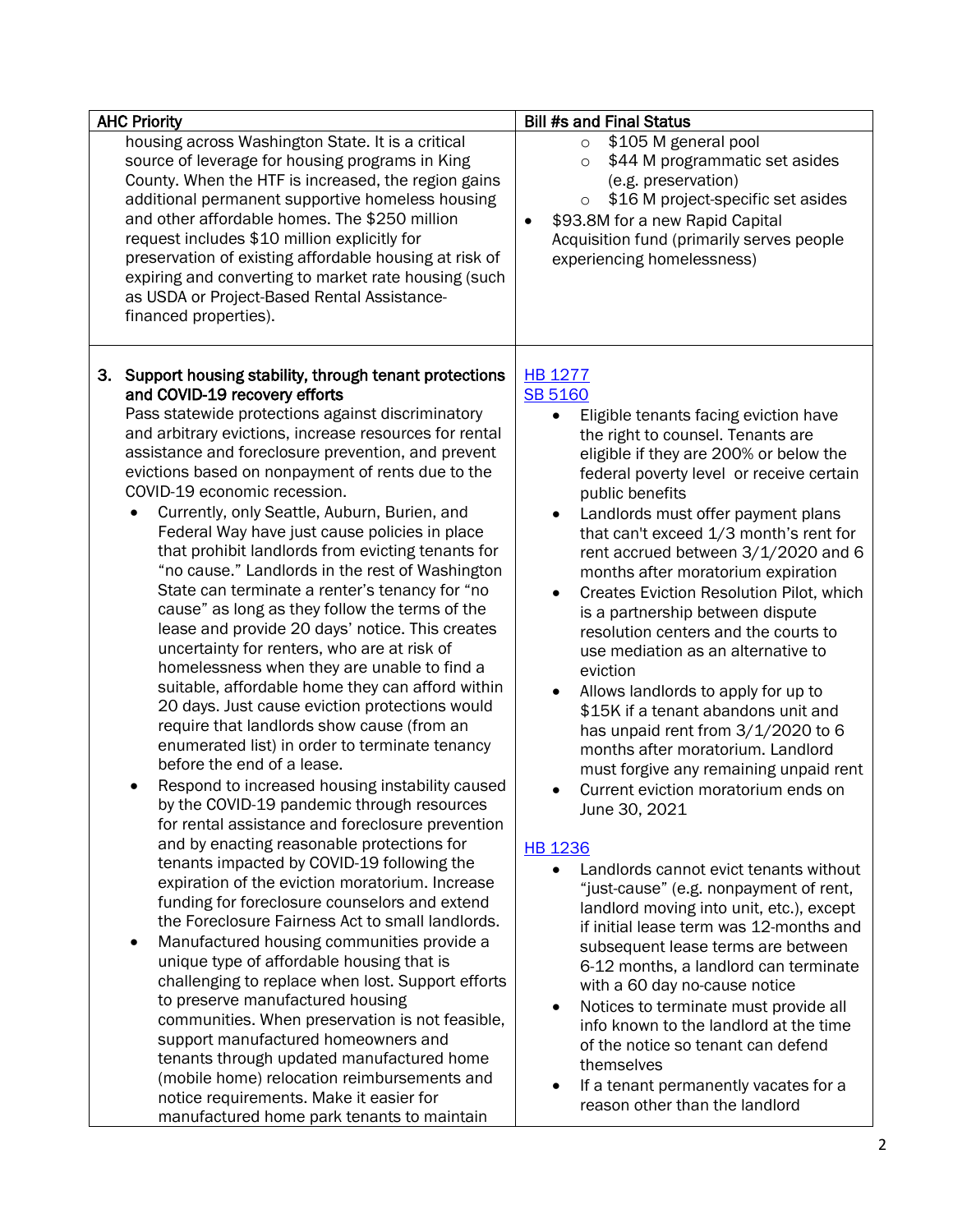| AHC Priority | Bill #s and Final Status |
|---|---|
| housing across Washington State. It is a critical source of leverage for housing programs in King County. When the HTF is increased, the region gains additional permanent supportive homeless housing and other affordable homes. The $250 million request includes $10 million explicitly for preservation of existing affordable housing at risk of expiring and converting to market rate housing (such as USDA or Project-Based Rental Assistance-financed properties). | ◦ $105 M general pool<br>◦ $44 M programmatic set asides (e.g. preservation)<br>◦ $16 M project-specific set asides<br>• $93.8M for a new Rapid Capital Acquisition fund (primarily serves people experiencing homelessness) |
| **3. Support housing stability, through tenant protections and COVID-19 recovery efforts**<br>Pass statewide protections against discriminatory and arbitrary evictions, increase resources for rental assistance and foreclosure prevention, and prevent evictions based on nonpayment of rents due to the COVID-19 economic recession.<br>• Currently, only Seattle, Auburn, Burien, and Federal Way have just cause policies in place that prohibit landlords from evicting tenants for "no cause." Landlords in the rest of Washington State can terminate a renter's tenancy for "no cause" as long as they follow the terms of the lease and provide 20 days' notice. This creates uncertainty for renters, who are at risk of homelessness when they are unable to find a suitable, affordable home they can afford within 20 days. Just cause eviction protections would require that landlords show cause (from an enumerated list) in order to terminate tenancy before the end of a lease.<br>• Respond to increased housing instability caused by the COVID-19 pandemic through resources for rental assistance and foreclosure prevention and by enacting reasonable protections for tenants impacted by COVID-19 following the expiration of the eviction moratorium. Increase funding for foreclosure counselors and extend the Foreclosure Fairness Act to small landlords.<br>• Manufactured housing communities provide a unique type of affordable housing that is challenging to replace when lost. Support efforts to preserve manufactured housing communities. When preservation is not feasible, support manufactured homeowners and tenants through updated manufactured home (mobile home) relocation reimbursements and notice requirements. Make it easier for manufactured home park tenants to maintain | HB 1277<br>SB 5160<br>• Eligible tenants facing eviction have the right to counsel. Tenants are eligible if they are 200% or below the federal poverty level or receive certain public benefits<br>• Landlords must offer payment plans that can't exceed 1/3 month's rent for rent accrued between 3/1/2020 and 6 months after moratorium expiration<br>• Creates Eviction Resolution Pilot, which is a partnership between dispute resolution centers and the courts to use mediation as an alternative to eviction<br>• Allows landlords to apply for up to $15K if a tenant abandons unit and has unpaid rent from 3/1/2020 to 6 months after moratorium. Landlord must forgive any remaining unpaid rent<br>• Current eviction moratorium ends on June 30, 2021<br><br>HB 1236<br>• Landlords cannot evict tenants without "just-cause" (e.g. nonpayment of rent, landlord moving into unit, etc.), except if initial lease term was 12-months and subsequent lease terms are between 6-12 months, a landlord can terminate with a 60 day no-cause notice<br>• Notices to terminate must provide all info known to the landlord at the time of the notice so tenant can defend themselves<br>• If a tenant permanently vacates for a reason other than the landlord |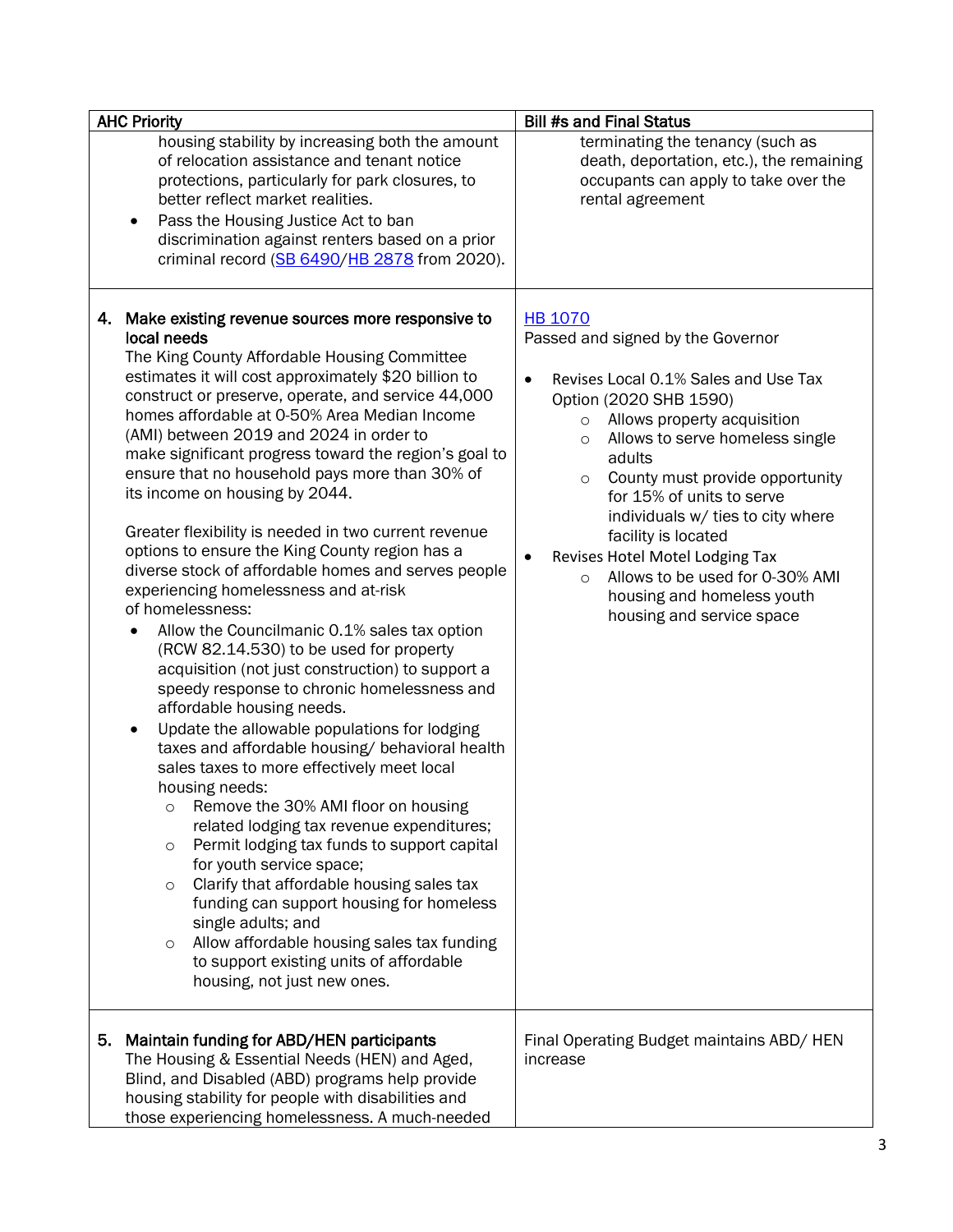| AHC Priority | Bill #s and Final Status |
|---|---|
| housing stability by increasing both the amount of relocation assistance and tenant notice protections, particularly for park closures, to better reflect market realities.<br>• Pass the Housing Justice Act to ban discrimination against renters based on a prior criminal record (SB 6490/HB 2878 from 2020). | terminating the tenancy (such as death, deportation, etc.), the remaining occupants can apply to take over the rental agreement |
| **4. Make existing revenue sources more responsive to local needs**<br>The King County Affordable Housing Committee estimates it will cost approximately $20 billion to construct or preserve, operate, and service 44,000 homes affordable at 0-50% Area Median Income (AMI) between 2019 and 2024 in order to make significant progress toward the region's goal to ensure that no household pays more than 30% of its income on housing by 2044.<br><br>Greater flexibility is needed in two current revenue options to ensure the King County region has a diverse stock of affordable homes and serves people experiencing homelessness and at-risk of homelessness:<br>• Allow the Councilmanic 0.1% sales tax option (RCW 82.14.530) to be used for property acquisition (not just construction) to support a speedy response to chronic homelessness and affordable housing needs.<br>• Update the allowable populations for lodging taxes and affordable housing/ behavioral health sales taxes to more effectively meet local housing needs:<br>  ○ Remove the 30% AMI floor on housing related lodging tax revenue expenditures;<br>  ○ Permit lodging tax funds to support capital for youth service space;<br>  ○ Clarify that affordable housing sales tax funding can support housing for homeless single adults; and<br>  ○ Allow affordable housing sales tax funding to support existing units of affordable housing, not just new ones. | HB 1070<br>Passed and signed by the Governor<br><br>• Revises Local 0.1% Sales and Use Tax Option (2020 SHB 1590)<br>  ○ Allows property acquisition<br>  ○ Allows to serve homeless single adults<br>  ○ County must provide opportunity for 15% of units to serve individuals w/ ties to city where facility is located<br>• Revises Hotel Motel Lodging Tax<br>  ○ Allows to be used for 0-30% AMI housing and homeless youth housing and service space |
| **5. Maintain funding for ABD/HEN participants**<br>The Housing & Essential Needs (HEN) and Aged, Blind, and Disabled (ABD) programs help provide housing stability for people with disabilities and those experiencing homelessness. A much-needed | Final Operating Budget maintains ABD/ HEN increase |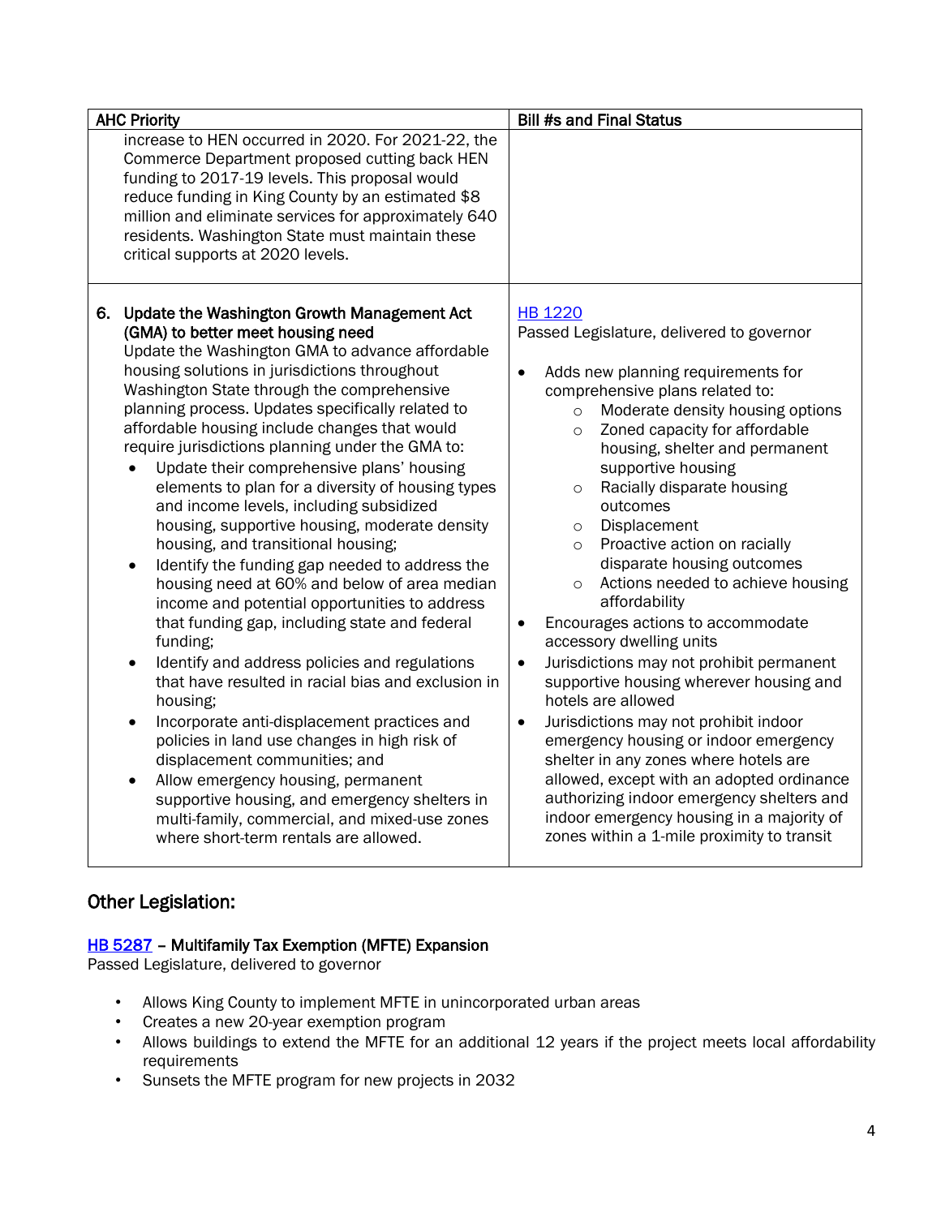| AHC Priority | Bill #s and Final Status |
| --- | --- |
| increase to HEN occurred in 2020. For 2021-22, the Commerce Department proposed cutting back HEN funding to 2017-19 levels. This proposal would reduce funding in King County by an estimated $8 million and eliminate services for approximately 640 residents. Washington State must maintain these critical supports at 2020 levels. | |
| **6. Update the Washington Growth Management Act (GMA) to better meet housing need**<br>Update the Washington GMA to advance affordable housing solutions in jurisdictions throughout Washington State through the comprehensive planning process. Updates specifically related to affordable housing include changes that would require jurisdictions planning under the GMA to:<br>• Update their comprehensive plans' housing elements to plan for a diversity of housing types and income levels, including subsidized housing, supportive housing, moderate density housing, and transitional housing;<br>• Identify the funding gap needed to address the housing need at 60% and below of area median income and potential opportunities to address that funding gap, including state and federal funding;<br>• Identify and address policies and regulations that have resulted in racial bias and exclusion in housing;<br>• Incorporate anti-displacement practices and policies in land use changes in high risk of displacement communities; and<br>• Allow emergency housing, permanent supportive housing, and emergency shelters in multi-family, commercial, and mixed-use zones where short-term rentals are allowed. | HB 1220<br>Passed Legislature, delivered to governor<br><br>• Adds new planning requirements for comprehensive plans related to:<br>&nbsp;&nbsp;&nbsp;&nbsp;○ Moderate density housing options<br>&nbsp;&nbsp;&nbsp;&nbsp;○ Zoned capacity for affordable housing, shelter and permanent supportive housing<br>&nbsp;&nbsp;&nbsp;&nbsp;○ Racially disparate housing outcomes<br>&nbsp;&nbsp;&nbsp;&nbsp;○ Displacement<br>&nbsp;&nbsp;&nbsp;&nbsp;○ Proactive action on racially disparate housing outcomes<br>&nbsp;&nbsp;&nbsp;&nbsp;○ Actions needed to achieve housing affordability<br>• Encourages actions to accommodate accessory dwelling units<br>• Jurisdictions may not prohibit permanent supportive housing wherever housing and hotels are allowed<br>• Jurisdictions may not prohibit indoor emergency housing or indoor emergency shelter in any zones where hotels are allowed, except with an adopted ordinance authorizing indoor emergency shelters and indoor emergency housing in a majority of zones within a 1-mile proximity to transit |

## Other Legislation:

**HB 5287 – Multifamily Tax Exemption (MFTE) Expansion**
Passed Legislature, delivered to governor

- Allows King County to implement MFTE in unincorporated urban areas
- Creates a new 20-year exemption program
- Allows buildings to extend the MFTE for an additional 12 years if the project meets local affordability requirements
- Sunsets the MFTE program for new projects in 2032